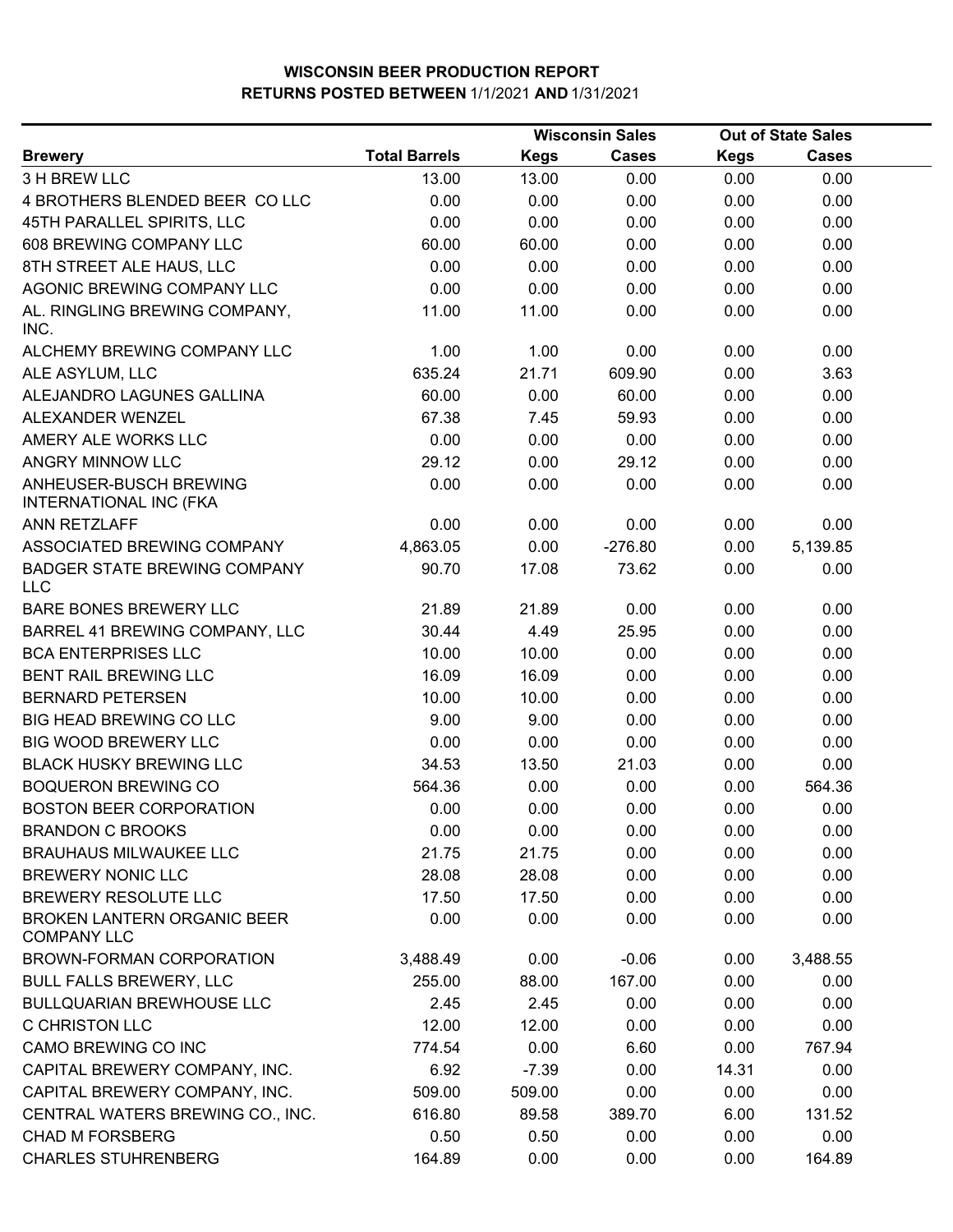# WISCONSIN BEER PRODUCTION REPORT

## RETURNS POSTED BETWEEN 1/1/2021 AND 1/31/2021

| | | Wisconsin Sales | | Out of State Sales | |
|---|---|---|---|---|---|
| **Brewery** | **Total Barrels** | **Kegs** | **Cases** | **Kegs** | **Cases** |
| 3 H BREW LLC | 13.00 | 13.00 | 0.00 | 0.00 | 0.00 |
| 4 BROTHERS BLENDED BEER CO LLC | 0.00 | 0.00 | 0.00 | 0.00 | 0.00 |
| 45TH PARALLEL SPIRITS, LLC | 0.00 | 0.00 | 0.00 | 0.00 | 0.00 |
| 608 BREWING COMPANY LLC | 60.00 | 60.00 | 0.00 | 0.00 | 0.00 |
| 8TH STREET ALE HAUS, LLC | 0.00 | 0.00 | 0.00 | 0.00 | 0.00 |
| AGONIC BREWING COMPANY LLC | 0.00 | 0.00 | 0.00 | 0.00 | 0.00 |
| AL. RINGLING BREWING COMPANY, INC. | 11.00 | 11.00 | 0.00 | 0.00 | 0.00 |
| ALCHEMY BREWING COMPANY LLC | 1.00 | 1.00 | 0.00 | 0.00 | 0.00 |
| ALE ASYLUM, LLC | 635.24 | 21.71 | 609.90 | 0.00 | 3.63 |
| ALEJANDRO LAGUNES GALLINA | 60.00 | 0.00 | 60.00 | 0.00 | 0.00 |
| ALEXANDER WENZEL | 67.38 | 7.45 | 59.93 | 0.00 | 0.00 |
| AMERY ALE WORKS LLC | 0.00 | 0.00 | 0.00 | 0.00 | 0.00 |
| ANGRY MINNOW LLC | 29.12 | 0.00 | 29.12 | 0.00 | 0.00 |
| ANHEUSER-BUSCH BREWING INTERNATIONAL INC (FKA | 0.00 | 0.00 | 0.00 | 0.00 | 0.00 |
| ANN RETZLAFF | 0.00 | 0.00 | 0.00 | 0.00 | 0.00 |
| ASSOCIATED BREWING COMPANY | 4,863.05 | 0.00 | -276.80 | 0.00 | 5,139.85 |
| BADGER STATE BREWING COMPANY LLC | 90.70 | 17.08 | 73.62 | 0.00 | 0.00 |
| BARE BONES BREWERY LLC | 21.89 | 21.89 | 0.00 | 0.00 | 0.00 |
| BARREL 41 BREWING COMPANY, LLC | 30.44 | 4.49 | 25.95 | 0.00 | 0.00 |
| BCA ENTERPRISES LLC | 10.00 | 10.00 | 0.00 | 0.00 | 0.00 |
| BENT RAIL BREWING LLC | 16.09 | 16.09 | 0.00 | 0.00 | 0.00 |
| BERNARD PETERSEN | 10.00 | 10.00 | 0.00 | 0.00 | 0.00 |
| BIG HEAD BREWING CO LLC | 9.00 | 9.00 | 0.00 | 0.00 | 0.00 |
| BIG WOOD BREWERY LLC | 0.00 | 0.00 | 0.00 | 0.00 | 0.00 |
| BLACK HUSKY BREWING LLC | 34.53 | 13.50 | 21.03 | 0.00 | 0.00 |
| BOQUERON BREWING CO | 564.36 | 0.00 | 0.00 | 0.00 | 564.36 |
| BOSTON BEER CORPORATION | 0.00 | 0.00 | 0.00 | 0.00 | 0.00 |
| BRANDON C BROOKS | 0.00 | 0.00 | 0.00 | 0.00 | 0.00 |
| BRAUHAUS MILWAUKEE LLC | 21.75 | 21.75 | 0.00 | 0.00 | 0.00 |
| BREWERY NONIC LLC | 28.08 | 28.08 | 0.00 | 0.00 | 0.00 |
| BREWERY RESOLUTE LLC | 17.50 | 17.50 | 0.00 | 0.00 | 0.00 |
| BROKEN LANTERN ORGANIC BEER COMPANY LLC | 0.00 | 0.00 | 0.00 | 0.00 | 0.00 |
| BROWN-FORMAN CORPORATION | 3,488.49 | 0.00 | -0.06 | 0.00 | 3,488.55 |
| BULL FALLS BREWERY, LLC | 255.00 | 88.00 | 167.00 | 0.00 | 0.00 |
| BULLQUARIAN BREWHOUSE LLC | 2.45 | 2.45 | 0.00 | 0.00 | 0.00 |
| C CHRISTON LLC | 12.00 | 12.00 | 0.00 | 0.00 | 0.00 |
| CAMO BREWING CO INC | 774.54 | 0.00 | 6.60 | 0.00 | 767.94 |
| CAPITAL BREWERY COMPANY, INC. | 6.92 | -7.39 | 0.00 | 14.31 | 0.00 |
| CAPITAL BREWERY COMPANY, INC. | 509.00 | 509.00 | 0.00 | 0.00 | 0.00 |
| CENTRAL WATERS BREWING CO., INC. | 616.80 | 89.58 | 389.70 | 6.00 | 131.52 |
| CHAD M FORSBERG | 0.50 | 0.50 | 0.00 | 0.00 | 0.00 |
| CHARLES STUHRENBERG | 164.89 | 0.00 | 0.00 | 0.00 | 164.89 |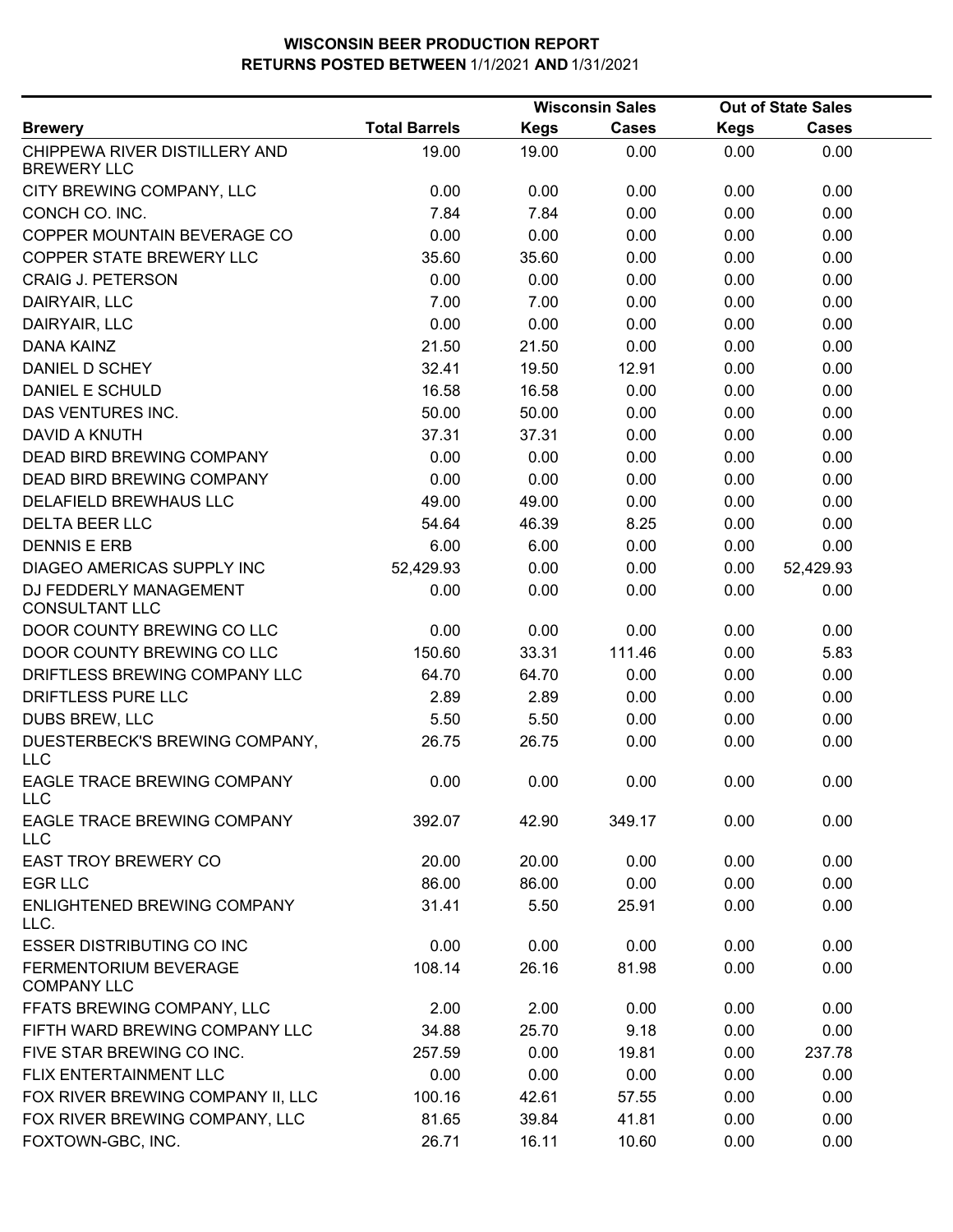# WISCONSIN BEER PRODUCTION REPORT
## RETURNS POSTED BETWEEN 1/1/2021 AND 1/31/2021

| | | Wisconsin Sales | | Out of State Sales | |
|---|---|---|---|---|---|
| **Brewery** | **Total Barrels** | **Kegs** | **Cases** | **Kegs** | **Cases** |
| CHIPPEWA RIVER DISTILLERY AND BREWERY LLC | 19.00 | 19.00 | 0.00 | 0.00 | 0.00 |
| CITY BREWING COMPANY, LLC | 0.00 | 0.00 | 0.00 | 0.00 | 0.00 |
| CONCH CO. INC. | 7.84 | 7.84 | 0.00 | 0.00 | 0.00 |
| COPPER MOUNTAIN BEVERAGE CO | 0.00 | 0.00 | 0.00 | 0.00 | 0.00 |
| COPPER STATE BREWERY LLC | 35.60 | 35.60 | 0.00 | 0.00 | 0.00 |
| CRAIG J. PETERSON | 0.00 | 0.00 | 0.00 | 0.00 | 0.00 |
| DAIRYAIR, LLC | 7.00 | 7.00 | 0.00 | 0.00 | 0.00 |
| DAIRYAIR, LLC | 0.00 | 0.00 | 0.00 | 0.00 | 0.00 |
| DANA KAINZ | 21.50 | 21.50 | 0.00 | 0.00 | 0.00 |
| DANIEL D SCHEY | 32.41 | 19.50 | 12.91 | 0.00 | 0.00 |
| DANIEL E SCHULD | 16.58 | 16.58 | 0.00 | 0.00 | 0.00 |
| DAS VENTURES INC. | 50.00 | 50.00 | 0.00 | 0.00 | 0.00 |
| DAVID A KNUTH | 37.31 | 37.31 | 0.00 | 0.00 | 0.00 |
| DEAD BIRD BREWING COMPANY | 0.00 | 0.00 | 0.00 | 0.00 | 0.00 |
| DEAD BIRD BREWING COMPANY | 0.00 | 0.00 | 0.00 | 0.00 | 0.00 |
| DELAFIELD BREWHAUS LLC | 49.00 | 49.00 | 0.00 | 0.00 | 0.00 |
| DELTA BEER LLC | 54.64 | 46.39 | 8.25 | 0.00 | 0.00 |
| DENNIS E ERB | 6.00 | 6.00 | 0.00 | 0.00 | 0.00 |
| DIAGEO AMERICAS SUPPLY INC | 52,429.93 | 0.00 | 0.00 | 0.00 | 52,429.93 |
| DJ FEDDERLY MANAGEMENT CONSULTANT LLC | 0.00 | 0.00 | 0.00 | 0.00 | 0.00 |
| DOOR COUNTY BREWING CO LLC | 0.00 | 0.00 | 0.00 | 0.00 | 0.00 |
| DOOR COUNTY BREWING CO LLC | 150.60 | 33.31 | 111.46 | 0.00 | 5.83 |
| DRIFTLESS BREWING COMPANY LLC | 64.70 | 64.70 | 0.00 | 0.00 | 0.00 |
| DRIFTLESS PURE LLC | 2.89 | 2.89 | 0.00 | 0.00 | 0.00 |
| DUBS BREW, LLC | 5.50 | 5.50 | 0.00 | 0.00 | 0.00 |
| DUESTERBECK'S BREWING COMPANY, LLC | 26.75 | 26.75 | 0.00 | 0.00 | 0.00 |
| EAGLE TRACE BREWING COMPANY LLC | 0.00 | 0.00 | 0.00 | 0.00 | 0.00 |
| EAGLE TRACE BREWING COMPANY LLC | 392.07 | 42.90 | 349.17 | 0.00 | 0.00 |
| EAST TROY BREWERY CO | 20.00 | 20.00 | 0.00 | 0.00 | 0.00 |
| EGR LLC | 86.00 | 86.00 | 0.00 | 0.00 | 0.00 |
| ENLIGHTENED BREWING COMPANY LLC. | 31.41 | 5.50 | 25.91 | 0.00 | 0.00 |
| ESSER DISTRIBUTING CO INC | 0.00 | 0.00 | 0.00 | 0.00 | 0.00 |
| FERMENTORIUM BEVERAGE COMPANY LLC | 108.14 | 26.16 | 81.98 | 0.00 | 0.00 |
| FFATS BREWING COMPANY, LLC | 2.00 | 2.00 | 0.00 | 0.00 | 0.00 |
| FIFTH WARD BREWING COMPANY LLC | 34.88 | 25.70 | 9.18 | 0.00 | 0.00 |
| FIVE STAR BREWING CO INC. | 257.59 | 0.00 | 19.81 | 0.00 | 237.78 |
| FLIX ENTERTAINMENT LLC | 0.00 | 0.00 | 0.00 | 0.00 | 0.00 |
| FOX RIVER BREWING COMPANY II, LLC | 100.16 | 42.61 | 57.55 | 0.00 | 0.00 |
| FOX RIVER BREWING COMPANY, LLC | 81.65 | 39.84 | 41.81 | 0.00 | 0.00 |
| FOXTOWN-GBC, INC. | 26.71 | 16.11 | 10.60 | 0.00 | 0.00 |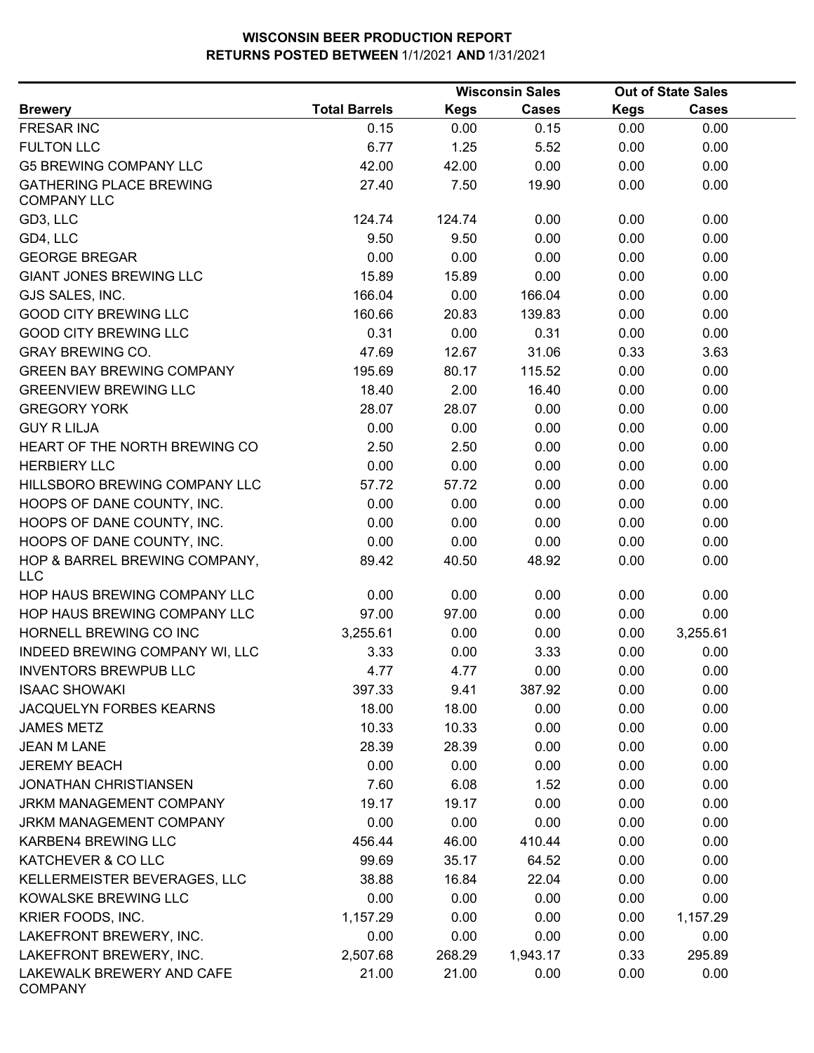**WISCONSIN BEER PRODUCTION REPORT**
**RETURNS POSTED BETWEEN 1/1/2021 AND 1/31/2021**

| Brewery | Total Barrels | Wisconsin Sales Kegs | Wisconsin Sales Cases | Out of State Sales Kegs | Out of State Sales Cases |
|---|---|---|---|---|---|
| FRESAR INC | 0.15 | 0.00 | 0.15 | 0.00 | 0.00 |
| FULTON LLC | 6.77 | 1.25 | 5.52 | 0.00 | 0.00 |
| G5 BREWING COMPANY LLC | 42.00 | 42.00 | 0.00 | 0.00 | 0.00 |
| GATHERING PLACE BREWING COMPANY LLC | 27.40 | 7.50 | 19.90 | 0.00 | 0.00 |
| GD3, LLC | 124.74 | 124.74 | 0.00 | 0.00 | 0.00 |
| GD4, LLC | 9.50 | 9.50 | 0.00 | 0.00 | 0.00 |
| GEORGE BREGAR | 0.00 | 0.00 | 0.00 | 0.00 | 0.00 |
| GIANT JONES BREWING LLC | 15.89 | 15.89 | 0.00 | 0.00 | 0.00 |
| GJS SALES, INC. | 166.04 | 0.00 | 166.04 | 0.00 | 0.00 |
| GOOD CITY BREWING LLC | 160.66 | 20.83 | 139.83 | 0.00 | 0.00 |
| GOOD CITY BREWING LLC | 0.31 | 0.00 | 0.31 | 0.00 | 0.00 |
| GRAY BREWING CO. | 47.69 | 12.67 | 31.06 | 0.33 | 3.63 |
| GREEN BAY BREWING COMPANY | 195.69 | 80.17 | 115.52 | 0.00 | 0.00 |
| GREENVIEW BREWING LLC | 18.40 | 2.00 | 16.40 | 0.00 | 0.00 |
| GREGORY YORK | 28.07 | 28.07 | 0.00 | 0.00 | 0.00 |
| GUY R LILJA | 0.00 | 0.00 | 0.00 | 0.00 | 0.00 |
| HEART OF THE NORTH BREWING CO | 2.50 | 2.50 | 0.00 | 0.00 | 0.00 |
| HERBIERY LLC | 0.00 | 0.00 | 0.00 | 0.00 | 0.00 |
| HILLSBORO BREWING COMPANY LLC | 57.72 | 57.72 | 0.00 | 0.00 | 0.00 |
| HOOPS OF DANE COUNTY, INC. | 0.00 | 0.00 | 0.00 | 0.00 | 0.00 |
| HOOPS OF DANE COUNTY, INC. | 0.00 | 0.00 | 0.00 | 0.00 | 0.00 |
| HOOPS OF DANE COUNTY, INC. | 0.00 | 0.00 | 0.00 | 0.00 | 0.00 |
| HOP & BARREL BREWING COMPANY, LLC | 89.42 | 40.50 | 48.92 | 0.00 | 0.00 |
| HOP HAUS BREWING COMPANY LLC | 0.00 | 0.00 | 0.00 | 0.00 | 0.00 |
| HOP HAUS BREWING COMPANY LLC | 97.00 | 97.00 | 0.00 | 0.00 | 0.00 |
| HORNELL BREWING CO INC | 3,255.61 | 0.00 | 0.00 | 0.00 | 3,255.61 |
| INDEED BREWING COMPANY WI, LLC | 3.33 | 0.00 | 3.33 | 0.00 | 0.00 |
| INVENTORS BREWPUB LLC | 4.77 | 4.77 | 0.00 | 0.00 | 0.00 |
| ISAAC SHOWAKI | 397.33 | 9.41 | 387.92 | 0.00 | 0.00 |
| JACQUELYN FORBES KEARNS | 18.00 | 18.00 | 0.00 | 0.00 | 0.00 |
| JAMES METZ | 10.33 | 10.33 | 0.00 | 0.00 | 0.00 |
| JEAN M LANE | 28.39 | 28.39 | 0.00 | 0.00 | 0.00 |
| JEREMY BEACH | 0.00 | 0.00 | 0.00 | 0.00 | 0.00 |
| JONATHAN CHRISTIANSEN | 7.60 | 6.08 | 1.52 | 0.00 | 0.00 |
| JRKM MANAGEMENT COMPANY | 19.17 | 19.17 | 0.00 | 0.00 | 0.00 |
| JRKM MANAGEMENT COMPANY | 0.00 | 0.00 | 0.00 | 0.00 | 0.00 |
| KARBEN4 BREWING LLC | 456.44 | 46.00 | 410.44 | 0.00 | 0.00 |
| KATCHEVER & CO LLC | 99.69 | 35.17 | 64.52 | 0.00 | 0.00 |
| KELLERMEISTER BEVERAGES, LLC | 38.88 | 16.84 | 22.04 | 0.00 | 0.00 |
| KOWALSKE BREWING LLC | 0.00 | 0.00 | 0.00 | 0.00 | 0.00 |
| KRIER FOODS, INC. | 1,157.29 | 0.00 | 0.00 | 0.00 | 1,157.29 |
| LAKEFRONT BREWERY, INC. | 0.00 | 0.00 | 0.00 | 0.00 | 0.00 |
| LAKEFRONT BREWERY, INC. | 2,507.68 | 268.29 | 1,943.17 | 0.33 | 295.89 |
| LAKEWALK BREWERY AND CAFE COMPANY | 21.00 | 21.00 | 0.00 | 0.00 | 0.00 |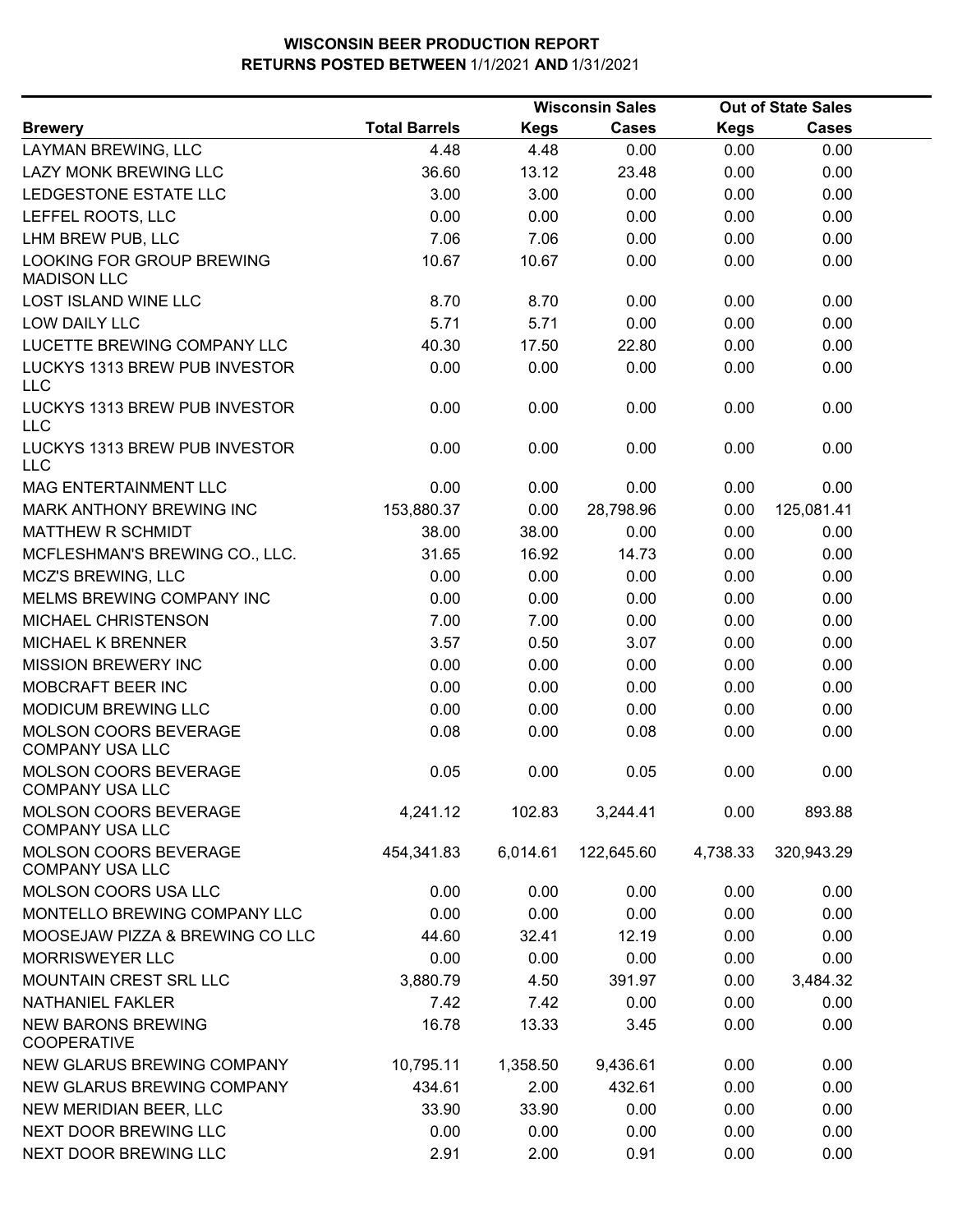# WISCONSIN BEER PRODUCTION REPORT
## RETURNS POSTED BETWEEN 1/1/2021 AND 1/31/2021

| | | Wisconsin Sales | | Out of State Sales | |
|---|---|---|---|---|---|
| **Brewery** | **Total Barrels** | **Kegs** | **Cases** | **Kegs** | **Cases** |
| LAYMAN BREWING, LLC | 4.48 | 4.48 | 0.00 | 0.00 | 0.00 |
| LAZY MONK BREWING LLC | 36.60 | 13.12 | 23.48 | 0.00 | 0.00 |
| LEDGESTONE ESTATE LLC | 3.00 | 3.00 | 0.00 | 0.00 | 0.00 |
| LEFFEL ROOTS, LLC | 0.00 | 0.00 | 0.00 | 0.00 | 0.00 |
| LHM BREW PUB, LLC | 7.06 | 7.06 | 0.00 | 0.00 | 0.00 |
| LOOKING FOR GROUP BREWING MADISON LLC | 10.67 | 10.67 | 0.00 | 0.00 | 0.00 |
| LOST ISLAND WINE LLC | 8.70 | 8.70 | 0.00 | 0.00 | 0.00 |
| LOW DAILY LLC | 5.71 | 5.71 | 0.00 | 0.00 | 0.00 |
| LUCETTE BREWING COMPANY LLC | 40.30 | 17.50 | 22.80 | 0.00 | 0.00 |
| LUCKYS 1313 BREW PUB INVESTOR LLC | 0.00 | 0.00 | 0.00 | 0.00 | 0.00 |
| LUCKYS 1313 BREW PUB INVESTOR LLC | 0.00 | 0.00 | 0.00 | 0.00 | 0.00 |
| LUCKYS 1313 BREW PUB INVESTOR LLC | 0.00 | 0.00 | 0.00 | 0.00 | 0.00 |
| MAG ENTERTAINMENT LLC | 0.00 | 0.00 | 0.00 | 0.00 | 0.00 |
| MARK ANTHONY BREWING INC | 153,880.37 | 0.00 | 28,798.96 | 0.00 | 125,081.41 |
| MATTHEW R SCHMIDT | 38.00 | 38.00 | 0.00 | 0.00 | 0.00 |
| MCFLESHMAN'S BREWING CO., LLC. | 31.65 | 16.92 | 14.73 | 0.00 | 0.00 |
| MCZ'S BREWING, LLC | 0.00 | 0.00 | 0.00 | 0.00 | 0.00 |
| MELMS BREWING COMPANY INC | 0.00 | 0.00 | 0.00 | 0.00 | 0.00 |
| MICHAEL CHRISTENSON | 7.00 | 7.00 | 0.00 | 0.00 | 0.00 |
| MICHAEL K BRENNER | 3.57 | 0.50 | 3.07 | 0.00 | 0.00 |
| MISSION BREWERY INC | 0.00 | 0.00 | 0.00 | 0.00 | 0.00 |
| MOBCRAFT BEER INC | 0.00 | 0.00 | 0.00 | 0.00 | 0.00 |
| MODICUM BREWING LLC | 0.00 | 0.00 | 0.00 | 0.00 | 0.00 |
| MOLSON COORS BEVERAGE COMPANY USA LLC | 0.08 | 0.00 | 0.08 | 0.00 | 0.00 |
| MOLSON COORS BEVERAGE COMPANY USA LLC | 0.05 | 0.00 | 0.05 | 0.00 | 0.00 |
| MOLSON COORS BEVERAGE COMPANY USA LLC | 4,241.12 | 102.83 | 3,244.41 | 0.00 | 893.88 |
| MOLSON COORS BEVERAGE COMPANY USA LLC | 454,341.83 | 6,014.61 | 122,645.60 | 4,738.33 | 320,943.29 |
| MOLSON COORS USA LLC | 0.00 | 0.00 | 0.00 | 0.00 | 0.00 |
| MONTELLO BREWING COMPANY LLC | 0.00 | 0.00 | 0.00 | 0.00 | 0.00 |
| MOOSEJAW PIZZA & BREWING CO LLC | 44.60 | 32.41 | 12.19 | 0.00 | 0.00 |
| MORRISWEYER LLC | 0.00 | 0.00 | 0.00 | 0.00 | 0.00 |
| MOUNTAIN CREST SRL LLC | 3,880.79 | 4.50 | 391.97 | 0.00 | 3,484.32 |
| NATHANIEL FAKLER | 7.42 | 7.42 | 0.00 | 0.00 | 0.00 |
| NEW BARONS BREWING COOPERATIVE | 16.78 | 13.33 | 3.45 | 0.00 | 0.00 |
| NEW GLARUS BREWING COMPANY | 10,795.11 | 1,358.50 | 9,436.61 | 0.00 | 0.00 |
| NEW GLARUS BREWING COMPANY | 434.61 | 2.00 | 432.61 | 0.00 | 0.00 |
| NEW MERIDIAN BEER, LLC | 33.90 | 33.90 | 0.00 | 0.00 | 0.00 |
| NEXT DOOR BREWING LLC | 0.00 | 0.00 | 0.00 | 0.00 | 0.00 |
| NEXT DOOR BREWING LLC | 2.91 | 2.00 | 0.91 | 0.00 | 0.00 |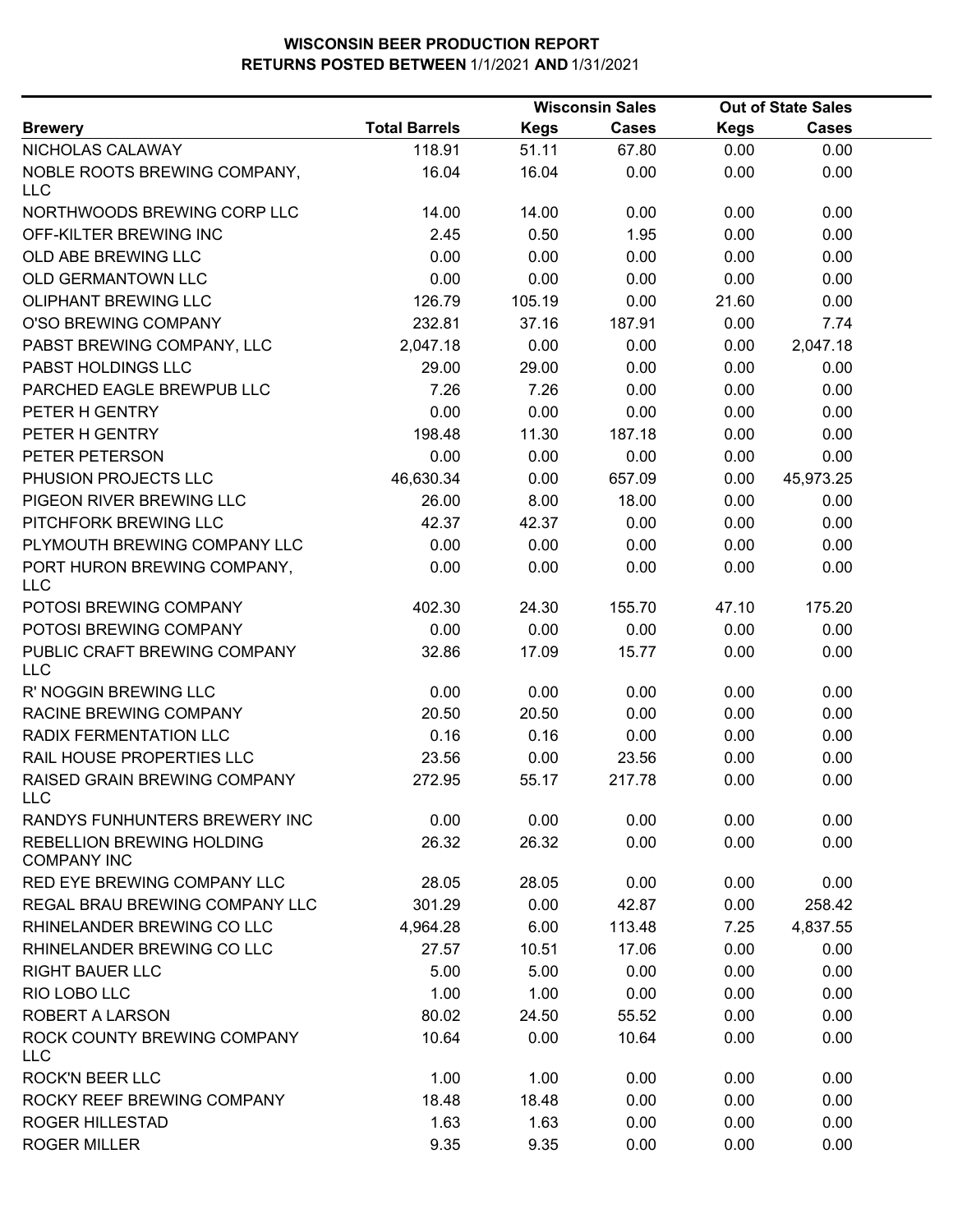# WISCONSIN BEER PRODUCTION REPORT
## RETURNS POSTED BETWEEN 1/1/2021 AND 1/31/2021

| | | Wisconsin Sales | | Out of State Sales | |
|---|---|---|---|---|---|
| **Brewery** | **Total Barrels** | **Kegs** | **Cases** | **Kegs** | **Cases** |
| NICHOLAS CALAWAY | 118.91 | 51.11 | 67.80 | 0.00 | 0.00 |
| NOBLE ROOTS BREWING COMPANY, LLC | 16.04 | 16.04 | 0.00 | 0.00 | 0.00 |
| NORTHWOODS BREWING CORP LLC | 14.00 | 14.00 | 0.00 | 0.00 | 0.00 |
| OFF-KILTER BREWING INC | 2.45 | 0.50 | 1.95 | 0.00 | 0.00 |
| OLD ABE BREWING LLC | 0.00 | 0.00 | 0.00 | 0.00 | 0.00 |
| OLD GERMANTOWN LLC | 0.00 | 0.00 | 0.00 | 0.00 | 0.00 |
| OLIPHANT BREWING LLC | 126.79 | 105.19 | 0.00 | 21.60 | 0.00 |
| O'SO BREWING COMPANY | 232.81 | 37.16 | 187.91 | 0.00 | 7.74 |
| PABST BREWING COMPANY, LLC | 2,047.18 | 0.00 | 0.00 | 0.00 | 2,047.18 |
| PABST HOLDINGS LLC | 29.00 | 29.00 | 0.00 | 0.00 | 0.00 |
| PARCHED EAGLE BREWPUB LLC | 7.26 | 7.26 | 0.00 | 0.00 | 0.00 |
| PETER H GENTRY | 0.00 | 0.00 | 0.00 | 0.00 | 0.00 |
| PETER H GENTRY | 198.48 | 11.30 | 187.18 | 0.00 | 0.00 |
| PETER PETERSON | 0.00 | 0.00 | 0.00 | 0.00 | 0.00 |
| PHUSION PROJECTS LLC | 46,630.34 | 0.00 | 657.09 | 0.00 | 45,973.25 |
| PIGEON RIVER BREWING LLC | 26.00 | 8.00 | 18.00 | 0.00 | 0.00 |
| PITCHFORK BREWING LLC | 42.37 | 42.37 | 0.00 | 0.00 | 0.00 |
| PLYMOUTH BREWING COMPANY LLC | 0.00 | 0.00 | 0.00 | 0.00 | 0.00 |
| PORT HURON BREWING COMPANY, LLC | 0.00 | 0.00 | 0.00 | 0.00 | 0.00 |
| POTOSI BREWING COMPANY | 402.30 | 24.30 | 155.70 | 47.10 | 175.20 |
| POTOSI BREWING COMPANY | 0.00 | 0.00 | 0.00 | 0.00 | 0.00 |
| PUBLIC CRAFT BREWING COMPANY LLC | 32.86 | 17.09 | 15.77 | 0.00 | 0.00 |
| R' NOGGIN BREWING LLC | 0.00 | 0.00 | 0.00 | 0.00 | 0.00 |
| RACINE BREWING COMPANY | 20.50 | 20.50 | 0.00 | 0.00 | 0.00 |
| RADIX FERMENTATION LLC | 0.16 | 0.16 | 0.00 | 0.00 | 0.00 |
| RAIL HOUSE PROPERTIES LLC | 23.56 | 0.00 | 23.56 | 0.00 | 0.00 |
| RAISED GRAIN BREWING COMPANY LLC | 272.95 | 55.17 | 217.78 | 0.00 | 0.00 |
| RANDYS FUNHUNTERS BREWERY INC | 0.00 | 0.00 | 0.00 | 0.00 | 0.00 |
| REBELLION BREWING HOLDING COMPANY INC | 26.32 | 26.32 | 0.00 | 0.00 | 0.00 |
| RED EYE BREWING COMPANY LLC | 28.05 | 28.05 | 0.00 | 0.00 | 0.00 |
| REGAL BRAU BREWING COMPANY LLC | 301.29 | 0.00 | 42.87 | 0.00 | 258.42 |
| RHINELANDER BREWING CO LLC | 4,964.28 | 6.00 | 113.48 | 7.25 | 4,837.55 |
| RHINELANDER BREWING CO LLC | 27.57 | 10.51 | 17.06 | 0.00 | 0.00 |
| RIGHT BAUER LLC | 5.00 | 5.00 | 0.00 | 0.00 | 0.00 |
| RIO LOBO LLC | 1.00 | 1.00 | 0.00 | 0.00 | 0.00 |
| ROBERT A LARSON | 80.02 | 24.50 | 55.52 | 0.00 | 0.00 |
| ROCK COUNTY BREWING COMPANY LLC | 10.64 | 0.00 | 10.64 | 0.00 | 0.00 |
| ROCK'N BEER LLC | 1.00 | 1.00 | 0.00 | 0.00 | 0.00 |
| ROCKY REEF BREWING COMPANY | 18.48 | 18.48 | 0.00 | 0.00 | 0.00 |
| ROGER HILLESTAD | 1.63 | 1.63 | 0.00 | 0.00 | 0.00 |
| ROGER MILLER | 9.35 | 9.35 | 0.00 | 0.00 | 0.00 |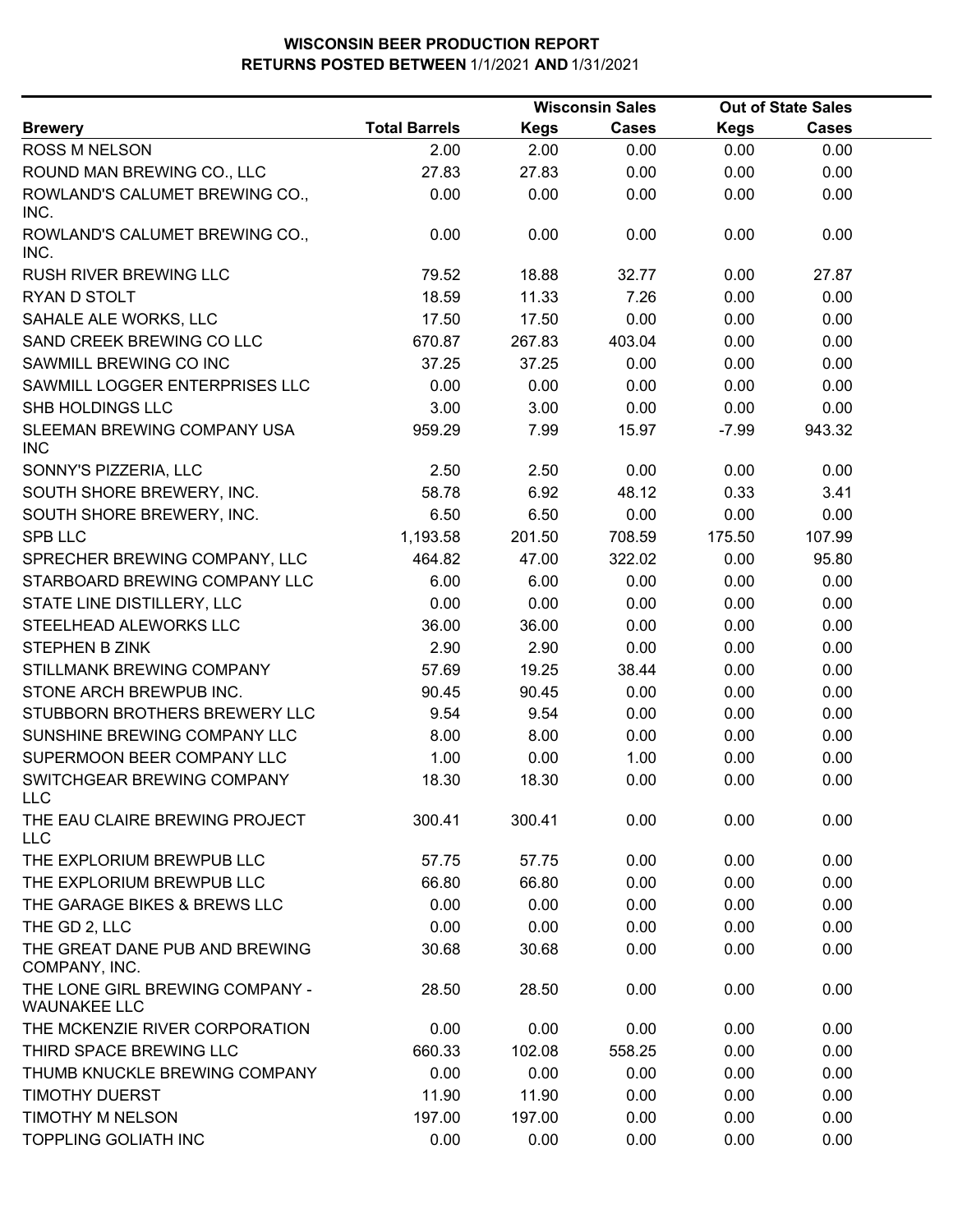# WISCONSIN BEER PRODUCTION REPORT
## RETURNS POSTED BETWEEN 1/1/2021 AND 1/31/2021

| | | Wisconsin Sales | | Out of State Sales | |
|---|---|---|---|---|---|
| **Brewery** | **Total Barrels** | **Kegs** | **Cases** | **Kegs** | **Cases** |
| ROSS M NELSON | 2.00 | 2.00 | 0.00 | 0.00 | 0.00 |
| ROUND MAN BREWING CO., LLC | 27.83 | 27.83 | 0.00 | 0.00 | 0.00 |
| ROWLAND'S CALUMET BREWING CO., INC. | 0.00 | 0.00 | 0.00 | 0.00 | 0.00 |
| ROWLAND'S CALUMET BREWING CO., INC. | 0.00 | 0.00 | 0.00 | 0.00 | 0.00 |
| RUSH RIVER BREWING LLC | 79.52 | 18.88 | 32.77 | 0.00 | 27.87 |
| RYAN D STOLT | 18.59 | 11.33 | 7.26 | 0.00 | 0.00 |
| SAHALE ALE WORKS, LLC | 17.50 | 17.50 | 0.00 | 0.00 | 0.00 |
| SAND CREEK BREWING CO LLC | 670.87 | 267.83 | 403.04 | 0.00 | 0.00 |
| SAWMILL BREWING CO INC | 37.25 | 37.25 | 0.00 | 0.00 | 0.00 |
| SAWMILL LOGGER ENTERPRISES LLC | 0.00 | 0.00 | 0.00 | 0.00 | 0.00 |
| SHB HOLDINGS LLC | 3.00 | 3.00 | 0.00 | 0.00 | 0.00 |
| SLEEMAN BREWING COMPANY USA INC | 959.29 | 7.99 | 15.97 | -7.99 | 943.32 |
| SONNY'S PIZZERIA, LLC | 2.50 | 2.50 | 0.00 | 0.00 | 0.00 |
| SOUTH SHORE BREWERY, INC. | 58.78 | 6.92 | 48.12 | 0.33 | 3.41 |
| SOUTH SHORE BREWERY, INC. | 6.50 | 6.50 | 0.00 | 0.00 | 0.00 |
| SPB LLC | 1,193.58 | 201.50 | 708.59 | 175.50 | 107.99 |
| SPRECHER BREWING COMPANY, LLC | 464.82 | 47.00 | 322.02 | 0.00 | 95.80 |
| STARBOARD BREWING COMPANY LLC | 6.00 | 6.00 | 0.00 | 0.00 | 0.00 |
| STATE LINE DISTILLERY, LLC | 0.00 | 0.00 | 0.00 | 0.00 | 0.00 |
| STEELHEAD ALEWORKS LLC | 36.00 | 36.00 | 0.00 | 0.00 | 0.00 |
| STEPHEN B ZINK | 2.90 | 2.90 | 0.00 | 0.00 | 0.00 |
| STILLMANK BREWING COMPANY | 57.69 | 19.25 | 38.44 | 0.00 | 0.00 |
| STONE ARCH BREWPUB INC. | 90.45 | 90.45 | 0.00 | 0.00 | 0.00 |
| STUBBORN BROTHERS BREWERY LLC | 9.54 | 9.54 | 0.00 | 0.00 | 0.00 |
| SUNSHINE BREWING COMPANY LLC | 8.00 | 8.00 | 0.00 | 0.00 | 0.00 |
| SUPERMOON BEER COMPANY LLC | 1.00 | 0.00 | 1.00 | 0.00 | 0.00 |
| SWITCHGEAR BREWING COMPANY LLC | 18.30 | 18.30 | 0.00 | 0.00 | 0.00 |
| THE EAU CLAIRE BREWING PROJECT LLC | 300.41 | 300.41 | 0.00 | 0.00 | 0.00 |
| THE EXPLORIUM BREWPUB LLC | 57.75 | 57.75 | 0.00 | 0.00 | 0.00 |
| THE EXPLORIUM BREWPUB LLC | 66.80 | 66.80 | 0.00 | 0.00 | 0.00 |
| THE GARAGE BIKES & BREWS LLC | 0.00 | 0.00 | 0.00 | 0.00 | 0.00 |
| THE GD 2, LLC | 0.00 | 0.00 | 0.00 | 0.00 | 0.00 |
| THE GREAT DANE PUB AND BREWING COMPANY, INC. | 30.68 | 30.68 | 0.00 | 0.00 | 0.00 |
| THE LONE GIRL BREWING COMPANY - WAUNAKEE LLC | 28.50 | 28.50 | 0.00 | 0.00 | 0.00 |
| THE MCKENZIE RIVER CORPORATION | 0.00 | 0.00 | 0.00 | 0.00 | 0.00 |
| THIRD SPACE BREWING LLC | 660.33 | 102.08 | 558.25 | 0.00 | 0.00 |
| THUMB KNUCKLE BREWING COMPANY | 0.00 | 0.00 | 0.00 | 0.00 | 0.00 |
| TIMOTHY DUERST | 11.90 | 11.90 | 0.00 | 0.00 | 0.00 |
| TIMOTHY M NELSON | 197.00 | 197.00 | 0.00 | 0.00 | 0.00 |
| TOPPLING GOLIATH INC | 0.00 | 0.00 | 0.00 | 0.00 | 0.00 |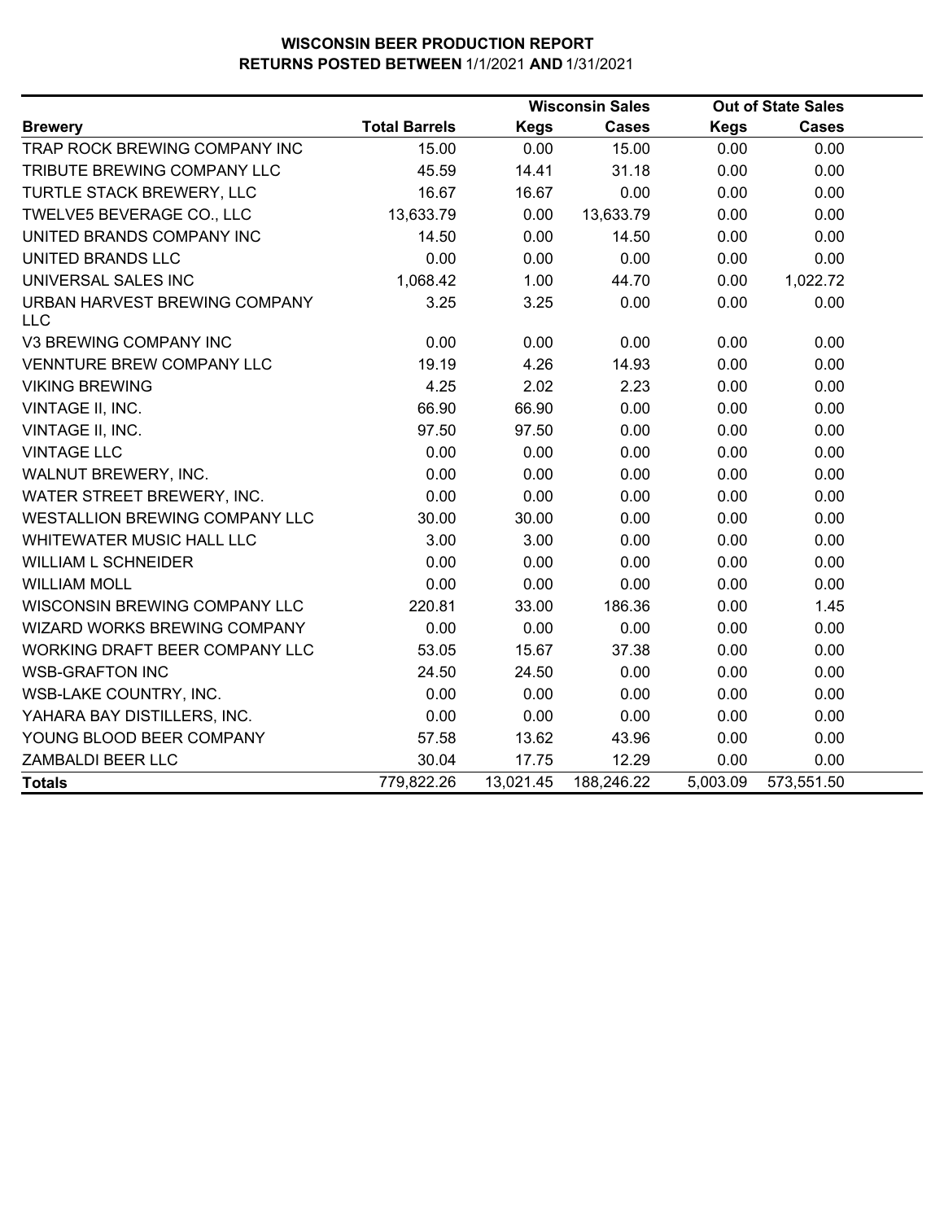# WISCONSIN BEER PRODUCTION REPORT
## RETURNS POSTED BETWEEN 1/1/2021 AND 1/31/2021

| | | Wisconsin Sales | | Out of State Sales | |
|---|---|---|---|---|---|
| **Brewery** | **Total Barrels** | **Kegs** | **Cases** | **Kegs** | **Cases** |
| TRAP ROCK BREWING COMPANY INC | 15.00 | 0.00 | 15.00 | 0.00 | 0.00 |
| TRIBUTE BREWING COMPANY LLC | 45.59 | 14.41 | 31.18 | 0.00 | 0.00 |
| TURTLE STACK BREWERY, LLC | 16.67 | 16.67 | 0.00 | 0.00 | 0.00 |
| TWELVE5 BEVERAGE CO., LLC | 13,633.79 | 0.00 | 13,633.79 | 0.00 | 0.00 |
| UNITED BRANDS COMPANY INC | 14.50 | 0.00 | 14.50 | 0.00 | 0.00 |
| UNITED BRANDS LLC | 0.00 | 0.00 | 0.00 | 0.00 | 0.00 |
| UNIVERSAL SALES INC | 1,068.42 | 1.00 | 44.70 | 0.00 | 1,022.72 |
| URBAN HARVEST BREWING COMPANY LLC | 3.25 | 3.25 | 0.00 | 0.00 | 0.00 |
| V3 BREWING COMPANY INC | 0.00 | 0.00 | 0.00 | 0.00 | 0.00 |
| VENNTURE BREW COMPANY LLC | 19.19 | 4.26 | 14.93 | 0.00 | 0.00 |
| VIKING BREWING | 4.25 | 2.02 | 2.23 | 0.00 | 0.00 |
| VINTAGE II, INC. | 66.90 | 66.90 | 0.00 | 0.00 | 0.00 |
| VINTAGE II, INC. | 97.50 | 97.50 | 0.00 | 0.00 | 0.00 |
| VINTAGE LLC | 0.00 | 0.00 | 0.00 | 0.00 | 0.00 |
| WALNUT BREWERY, INC. | 0.00 | 0.00 | 0.00 | 0.00 | 0.00 |
| WATER STREET BREWERY, INC. | 0.00 | 0.00 | 0.00 | 0.00 | 0.00 |
| WESTALLION BREWING COMPANY LLC | 30.00 | 30.00 | 0.00 | 0.00 | 0.00 |
| WHITEWATER MUSIC HALL LLC | 3.00 | 3.00 | 0.00 | 0.00 | 0.00 |
| WILLIAM L SCHNEIDER | 0.00 | 0.00 | 0.00 | 0.00 | 0.00 |
| WILLIAM MOLL | 0.00 | 0.00 | 0.00 | 0.00 | 0.00 |
| WISCONSIN BREWING COMPANY LLC | 220.81 | 33.00 | 186.36 | 0.00 | 1.45 |
| WIZARD WORKS BREWING COMPANY | 0.00 | 0.00 | 0.00 | 0.00 | 0.00 |
| WORKING DRAFT BEER COMPANY LLC | 53.05 | 15.67 | 37.38 | 0.00 | 0.00 |
| WSB-GRAFTON INC | 24.50 | 24.50 | 0.00 | 0.00 | 0.00 |
| WSB-LAKE COUNTRY, INC. | 0.00 | 0.00 | 0.00 | 0.00 | 0.00 |
| YAHARA BAY DISTILLERS, INC. | 0.00 | 0.00 | 0.00 | 0.00 | 0.00 |
| YOUNG BLOOD BEER COMPANY | 57.58 | 13.62 | 43.96 | 0.00 | 0.00 |
| ZAMBALDI BEER LLC | 30.04 | 17.75 | 12.29 | 0.00 | 0.00 |
| **Totals** | 779,822.26 | 13,021.45 | 188,246.22 | 5,003.09 | 573,551.50 |